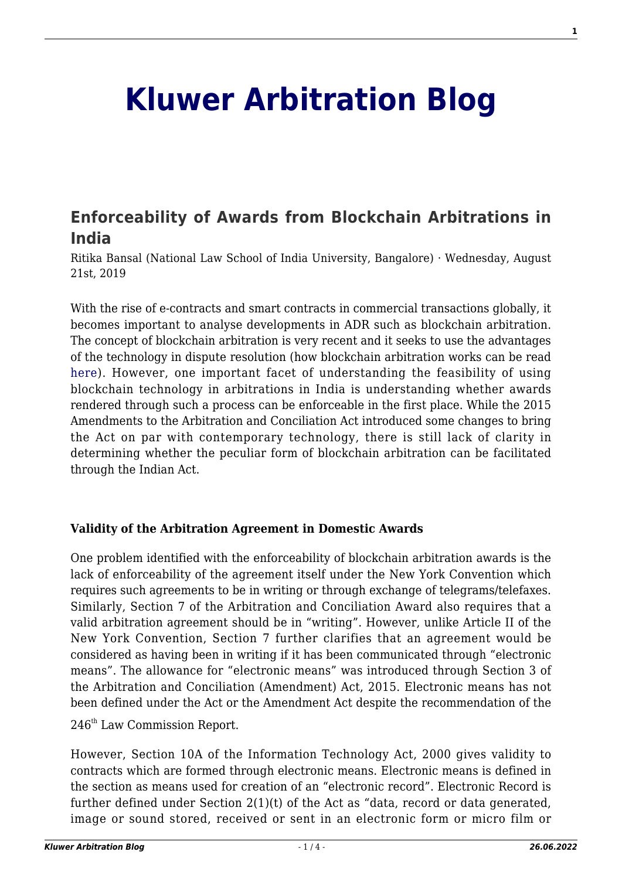# Kluwer Arbitration Blog

## Enforceability of Awards from Blockchain Arbitrations in India

Ritika Bansal (National Law School of India University, Bangalore) · Wednesday, August 21st, 2019

With the rise of e-contracts and smart contracts in commercial transactions globally, it becomes important to analyse developments in ADR such as blockchain arbitration. The concept of blockchain arbitration is very recent and it seeks to use the advantages of the technology in dispute resolution (how blockchain arbitration works can be read here). However, one important facet of understanding the feasibility of using blockchain technology in arbitrations in India is understanding whether awards rendered through such a process can be enforceable in the first place. While the 2015 Amendments to the Arbitration and Conciliation Act introduced some changes to bring the Act on par with contemporary technology, there is still lack of clarity in determining whether the peculiar form of blockchain arbitration can be facilitated through the Indian Act.

**Validity of the Arbitration Agreement in Domestic Awards**

One problem identified with the enforceability of blockchain arbitration awards is the lack of enforceability of the agreement itself under the New York Convention which requires such agreements to be in writing or through exchange of telegrams/telefaxes. Similarly, Section 7 of the Arbitration and Conciliation Award also requires that a valid arbitration agreement should be in "writing". However, unlike Article II of the New York Convention, Section 7 further clarifies that an agreement would be considered as having been in writing if it has been communicated through "electronic means". The allowance for "electronic means" was introduced through Section 3 of the Arbitration and Conciliation (Amendment) Act, 2015. Electronic means has not been defined under the Act or the Amendment Act despite the recommendation of the 246th Law Commission Report.

However, Section 10A of the Information Technology Act, 2000 gives validity to contracts which are formed through electronic means. Electronic means is defined in the section as means used for creation of an "electronic record". Electronic Record is further defined under Section 2(1)(t) of the Act as "data, record or data generated, image or sound stored, received or sent in an electronic form or micro film or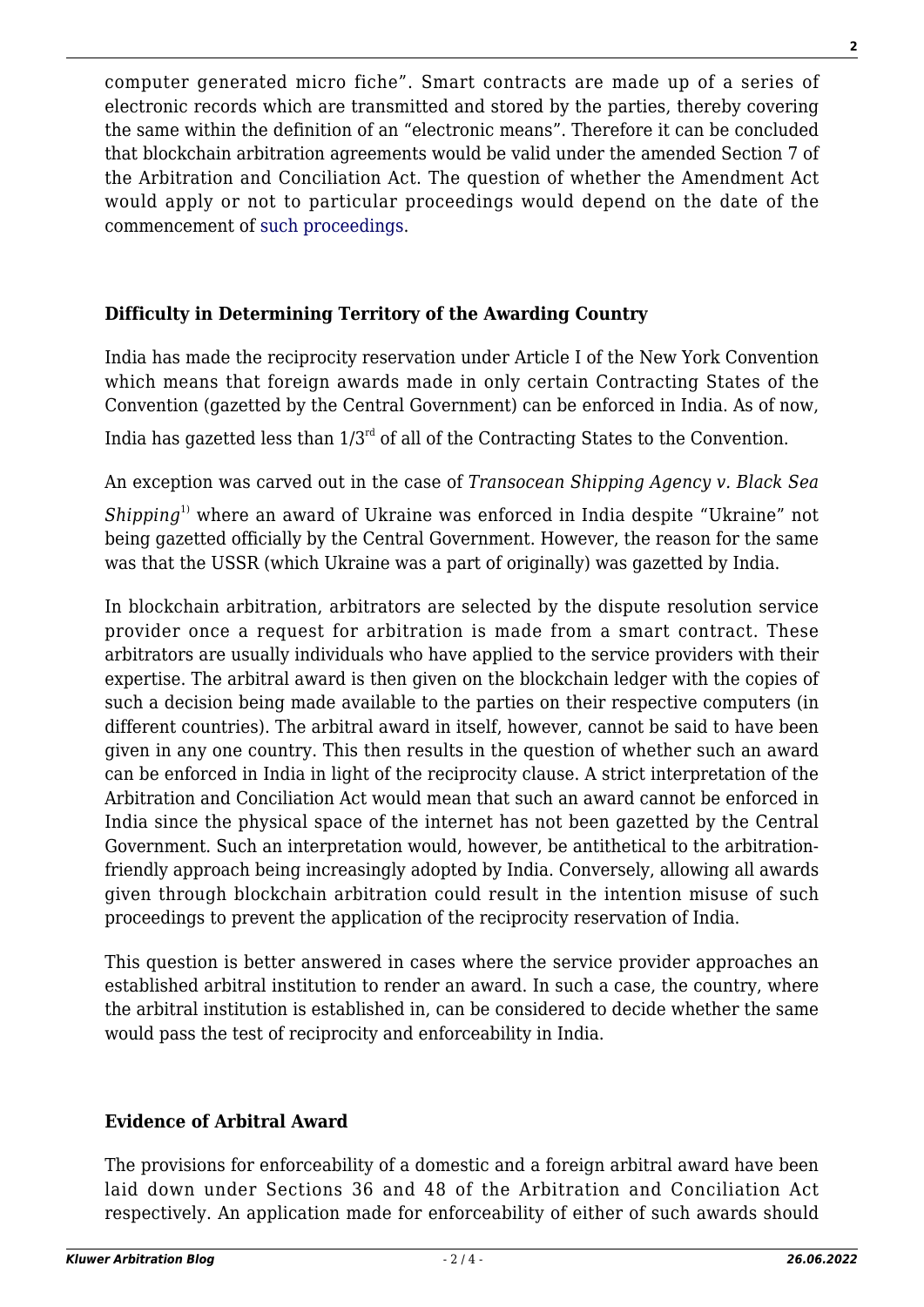computer generated micro fiche". Smart contracts are made up of a series of electronic records which are transmitted and stored by the parties, thereby covering the same within the definition of an "electronic means". Therefore it can be concluded that blockchain arbitration agreements would be valid under the amended Section 7 of the Arbitration and Conciliation Act. The question of whether the Amendment Act would apply or not to particular proceedings would depend on the date of the commencement of such proceedings.

### Difficulty in Determining Territory of the Awarding Country

India has made the reciprocity reservation under Article I of the New York Convention which means that foreign awards made in only certain Contracting States of the Convention (gazetted by the Central Government) can be enforced in India. As of now, India has gazetted less than 1/3rd of all of the Contracting States to the Convention.

An exception was carved out in the case of *Transocean Shipping Agency v. Black Sea Shipping*[1] where an award of Ukraine was enforced in India despite "Ukraine" not being gazetted officially by the Central Government. However, the reason for the same was that the USSR (which Ukraine was a part of originally) was gazetted by India.

In blockchain arbitration, arbitrators are selected by the dispute resolution service provider once a request for arbitration is made from a smart contract. These arbitrators are usually individuals who have applied to the service providers with their expertise. The arbitral award is then given on the blockchain ledger with the copies of such a decision being made available to the parties on their respective computers (in different countries). The arbitral award in itself, however, cannot be said to have been given in any one country. This then results in the question of whether such an award can be enforced in India in light of the reciprocity clause. A strict interpretation of the Arbitration and Conciliation Act would mean that such an award cannot be enforced in India since the physical space of the internet has not been gazetted by the Central Government. Such an interpretation would, however, be antithetical to the arbitration-friendly approach being increasingly adopted by India. Conversely, allowing all awards given through blockchain arbitration could result in the intention misuse of such proceedings to prevent the application of the reciprocity reservation of India.

This question is better answered in cases where the service provider approaches an established arbitral institution to render an award. In such a case, the country, where the arbitral institution is established in, can be considered to decide whether the same would pass the test of reciprocity and enforceability in India.

### Evidence of Arbitral Award

The provisions for enforceability of a domestic and a foreign arbitral award have been laid down under Sections 36 and 48 of the Arbitration and Conciliation Act respectively. An application made for enforceability of either of such awards should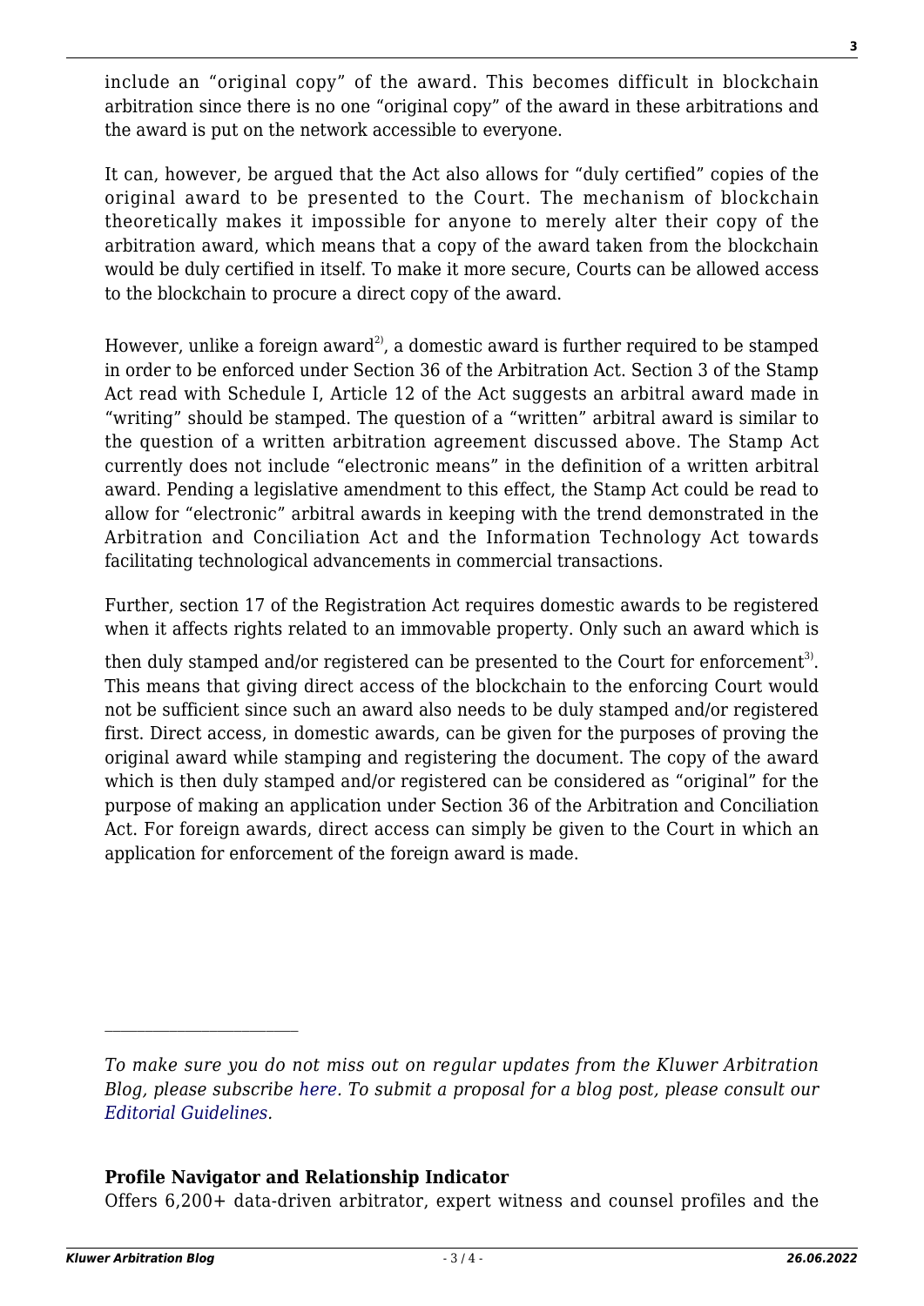include an "original copy" of the award. This becomes difficult in blockchain arbitration since there is no one "original copy" of the award in these arbitrations and the award is put on the network accessible to everyone.

It can, however, be argued that the Act also allows for "duly certified" copies of the original award to be presented to the Court. The mechanism of blockchain theoretically makes it impossible for anyone to merely alter their copy of the arbitration award, which means that a copy of the award taken from the blockchain would be duly certified in itself. To make it more secure, Courts can be allowed access to the blockchain to procure a direct copy of the award.

However, unlike a foreign award[2], a domestic award is further required to be stamped in order to be enforced under Section 36 of the Arbitration Act. Section 3 of the Stamp Act read with Schedule I, Article 12 of the Act suggests an arbitral award made in "writing" should be stamped. The question of a "written" arbitral award is similar to the question of a written arbitration agreement discussed above. The Stamp Act currently does not include "electronic means" in the definition of a written arbitral award. Pending a legislative amendment to this effect, the Stamp Act could be read to allow for "electronic" arbitral awards in keeping with the trend demonstrated in the Arbitration and Conciliation Act and the Information Technology Act towards facilitating technological advancements in commercial transactions.

Further, section 17 of the Registration Act requires domestic awards to be registered when it affects rights related to an immovable property. Only such an award which is then duly stamped and/or registered can be presented to the Court for enforcement[3]. This means that giving direct access of the blockchain to the enforcing Court would not be sufficient since such an award also needs to be duly stamped and/or registered first. Direct access, in domestic awards, can be given for the purposes of proving the original award while stamping and registering the document. The copy of the award which is then duly stamped and/or registered can be considered as "original" for the purpose of making an application under Section 36 of the Arbitration and Conciliation Act. For foreign awards, direct access can simply be given to the Court in which an application for enforcement of the foreign award is made.

---

*To make sure you do not miss out on regular updates from the Kluwer Arbitration Blog, please subscribe here. To submit a proposal for a blog post, please consult our Editorial Guidelines.*

**Profile Navigator and Relationship Indicator**

Offers 6,200+ data-driven arbitrator, expert witness and counsel profiles and the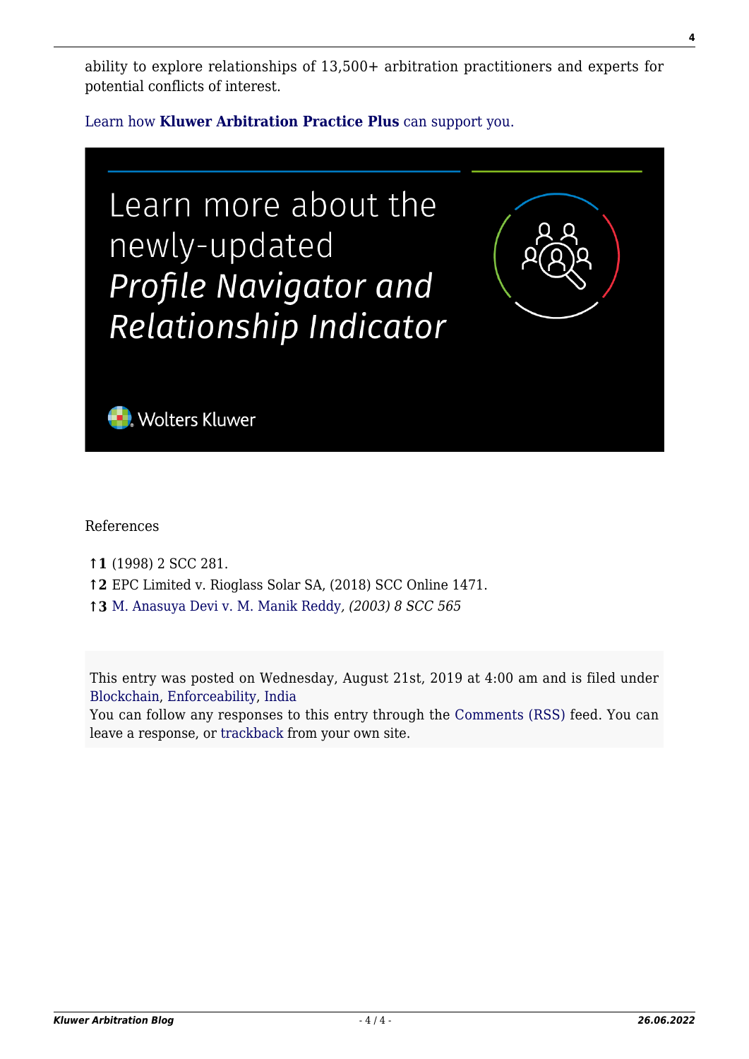ability to explore relationships of 13,500+ arbitration practitioners and experts for potential conflicts of interest.

Learn how **Kluwer Arbitration Practice Plus** can support you.

Learn more about the newly-updated *Profile Navigator and Relationship Indicator*

Wolters Kluwer

References

↑**1** (1998) 2 SCC 281.

↑**2** EPC Limited v. Rioglass Solar SA, (2018) SCC Online 1471.

↑**3** M. Anasuya Devi v. M. Manik Reddy*, (2003) 8 SCC 565*

This entry was posted on Wednesday, August 21st, 2019 at 4:00 am and is filed under Blockchain, Enforceability, India
You can follow any responses to this entry through the Comments (RSS) feed. You can leave a response, or trackback from your own site.